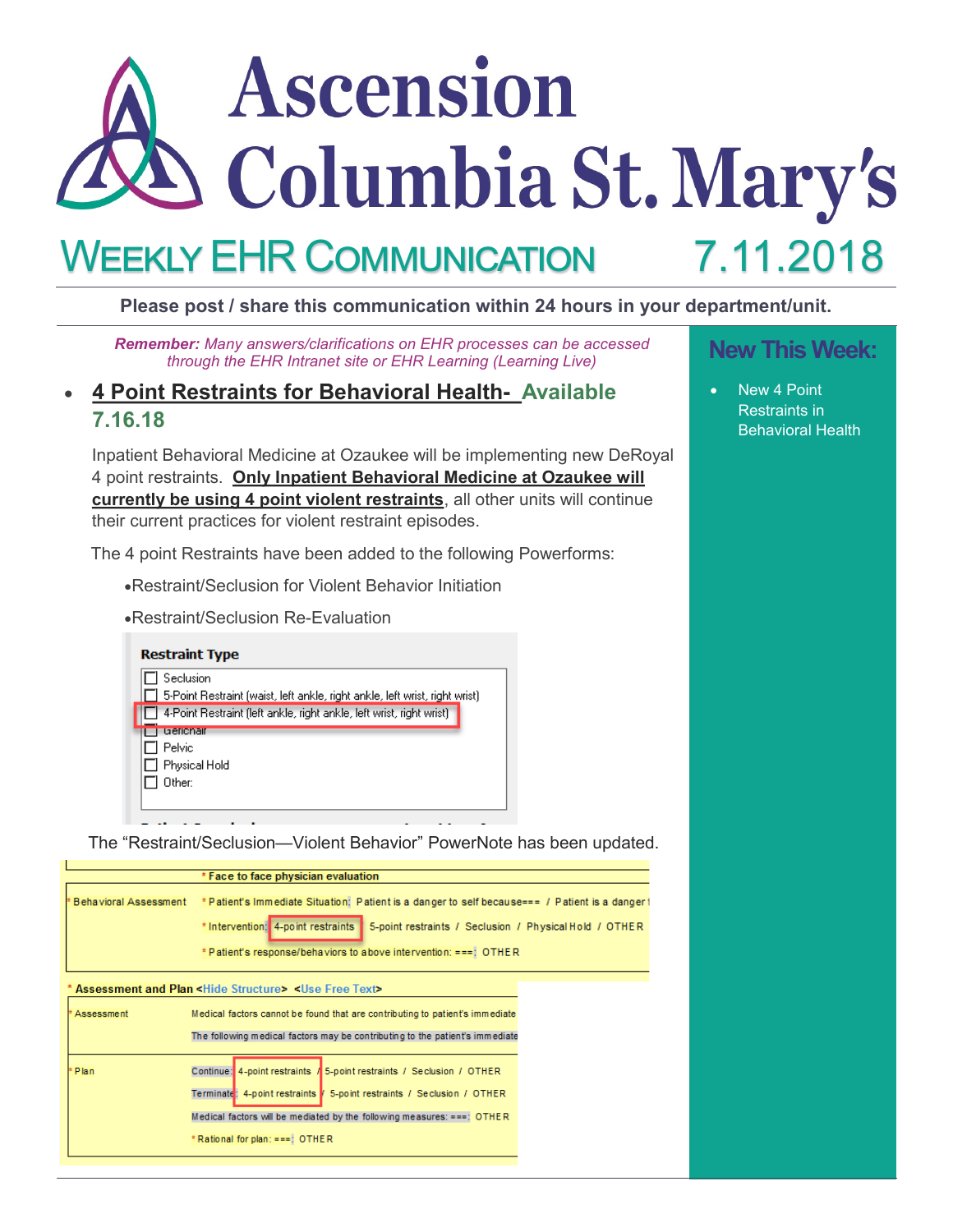# Ascension Columbia St. Mary's

## WEEKLY EHR COMMUNICATION 7.11.2018

**Please post / share this communication within 24 hours in your department/unit.**

***Remember:*** *Many answers/clarifications on EHR processes can be accessed through the EHR Intranet site or EHR Learning (Learning Live)*

- **4 Point Restraints for Behavioral Health- Available 7.16.18**

Inpatient Behavioral Medicine at Ozaukee will be implementing new DeRoyal 4 point restraints. **Only Inpatient Behavioral Medicine at Ozaukee will currently be using 4 point violent restraints**, all other units will continue their current practices for violent restraint episodes.

The 4 point Restraints have been added to the following Powerforms:

- Restraint/Seclusion for Violent Behavior Initiation
- Restraint/Seclusion Re-Evaluation

**Restraint Type**

- ☐ Seclusion
- ☐ 5-Point Restraint (waist, left ankle, right ankle, left wrist, right wrist)
- ☐ 4-Point Restraint (left ankle, right ankle, left wrist, right wrist)
- ☐ Gerichair
- ☐ Pelvic
- ☐ Physical Hold
- ☐ Other:

The "Restraint/Seclusion—Violent Behavior" PowerNote has been updated.

| | * Face to face physician evaluation |
|---|---|
| * Behavioral Assessment | * Patient's Immediate Situation: Patient is a danger to self because=== / Patient is a danger t |
| | * Intervention: 4-point restraints / 5-point restraints / Seclusion / Physical Hold / OTHER |
| | * Patient's response/behaviors to above intervention: ===: OTHER |

**\* Assessment and Plan** <Hide Structure> <Use Free Text>

| | |
|---|---|
| * Assessment | Medical factors cannot be found that are contributing to patient's immediate |
| | The following medical factors may be contributing to the patient's immediate |
| * Plan | Continue: 4-point restraints / 5-point restraints / Seclusion / OTHER |
| | Terminate: 4-point restraints / 5-point restraints / Seclusion / OTHER |
| | Medical factors will be mediated by the following measures: ===: OTHER |
| | * Rational for plan: ===: OTHER |

## New This Week:

- New 4 Point Restraints in Behavioral Health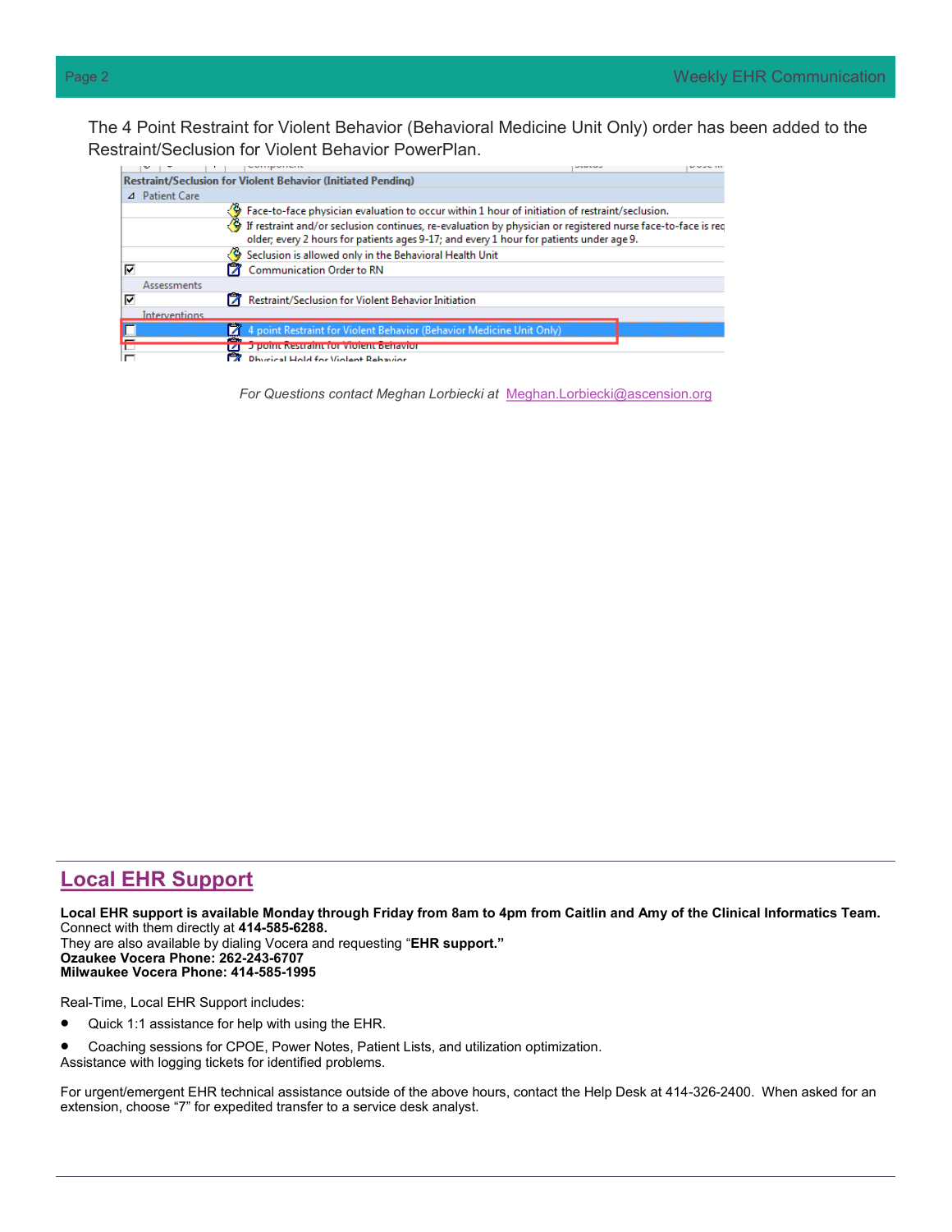The 4 Point Restraint for Violent Behavior (Behavioral Medicine Unit Only) order has been added to the Restraint/Seclusion for Violent Behavior PowerPlan.

| | | |
|---|---|---|
| **Restraint/Seclusion for Violent Behavior (Initiated Pending)** | | |
| Patient Care | | |
| | | Face-to-face physician evaluation to occur within 1 hour of initiation of restraint/seclusion. |
| | | If restraint and/or seclusion continues, re-evaluation by physician or registered nurse face-to-face is req older; every 2 hours for patients ages 9-17; and every 1 hour for patients under age 9. |
| | | Seclusion is allowed only in the Behavioral Health Unit |
| ☑ | | Communication Order to RN |
| Assessments | | |
| ☑ | | Restraint/Seclusion for Violent Behavior Initiation |
| Interventions | | |
| ☐ | | 4 point Restraint for Violent Behavior (Behavior Medicine Unit Only) |
| ☐ | | 5 point Restraint for Violent Behavior |
| ☐ | | Physical Hold for Violent Behavior |

*For Questions contact Meghan Lorbiecki at* Meghan.Lorbiecki@ascension.org

## Local EHR Support

**Local EHR support is available Monday through Friday from 8am to 4pm from Caitlin and Amy of the Clinical Informatics Team.**
Connect with them directly at **414-585-6288.**
They are also available by dialing Vocera and requesting "**EHR support.**"
**Ozaukee Vocera Phone: 262-243-6707**
**Milwaukee Vocera Phone: 414-585-1995**

Real-Time, Local EHR Support includes:

- Quick 1:1 assistance for help with using the EHR.
- Coaching sessions for CPOE, Power Notes, Patient Lists, and utilization optimization.

Assistance with logging tickets for identified problems.

For urgent/emergent EHR technical assistance outside of the above hours, contact the Help Desk at 414-326-2400. When asked for an extension, choose "7" for expedited transfer to a service desk analyst.